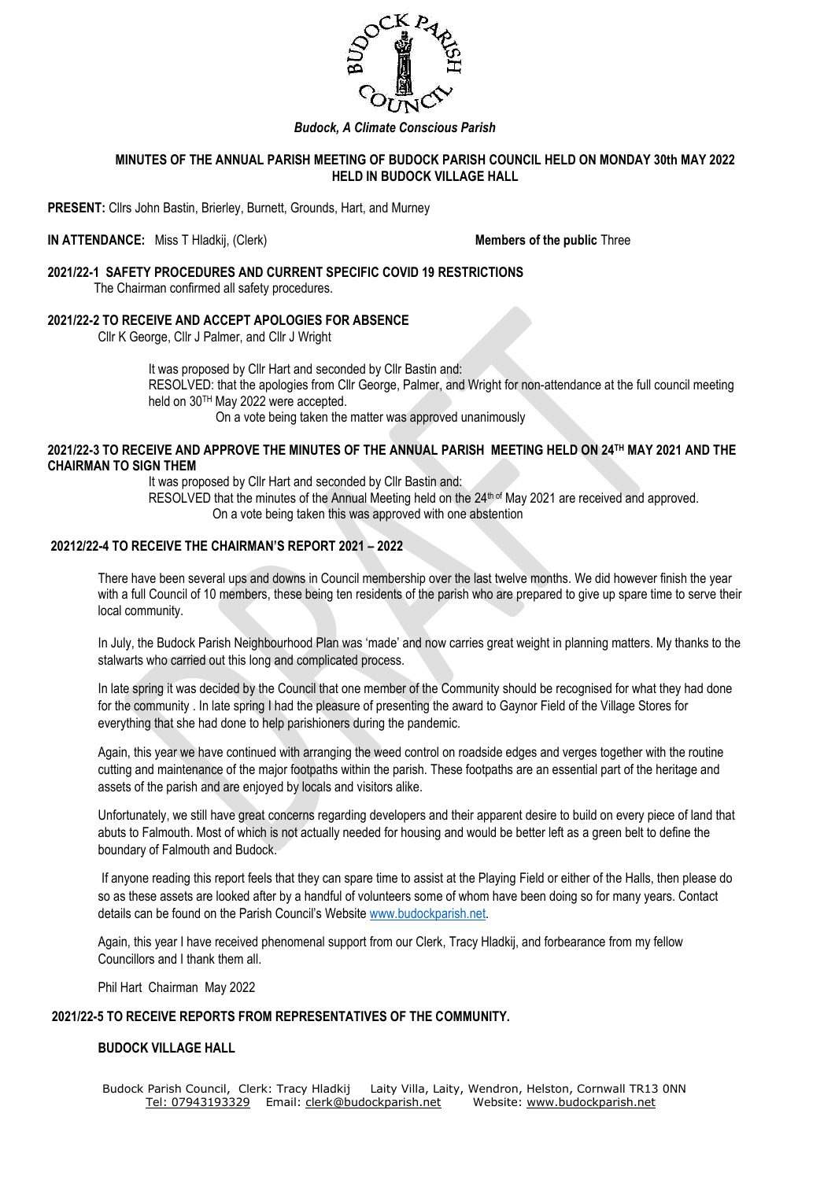*Budock, A Climate Conscious Parish*

**MINUTES OF THE ANNUAL PARISH MEETING OF BUDOCK PARISH COUNCIL HELD ON MONDAY 30th MAY 2022 HELD IN BUDOCK VILLAGE HALL**

**PRESENT:** Cllrs John Bastin, Brierley, Burnett, Grounds, Hart, and Murney

**IN ATTENDANCE:** Miss T Hladkij, (Clerk) **Members of the public** Three

**2021/22-1 SAFETY PROCEDURES AND CURRENT SPECIFIC COVID 19 RESTRICTIONS**

The Chairman confirmed all safety procedures.

**2021/22-2 TO RECEIVE AND ACCEPT APOLOGIES FOR ABSENCE**

Cllr K George, Cllr J Palmer, and Cllr J Wright

It was proposed by Cllr Hart and seconded by Cllr Bastin and:
RESOLVED: that the apologies from Cllr George, Palmer, and Wright for non-attendance at the full council meeting held on 30TH May 2022 were accepted.
On a vote being taken the matter was approved unanimously

**2021/22-3 TO RECEIVE AND APPROVE THE MINUTES OF THE ANNUAL PARISH MEETING HELD ON 24TH MAY 2021 AND THE CHAIRMAN TO SIGN THEM**

It was proposed by Cllr Hart and seconded by Cllr Bastin and:
RESOLVED that the minutes of the Annual Meeting held on the 24th of May 2021 are received and approved.
On a vote being taken this was approved with one abstention

**20212/22-4 TO RECEIVE THE CHAIRMAN'S REPORT 2021 – 2022**

There have been several ups and downs in Council membership over the last twelve months. We did however finish the year with a full Council of 10 members, these being ten residents of the parish who are prepared to give up spare time to serve their local community.

In July, the Budock Parish Neighbourhood Plan was 'made' and now carries great weight in planning matters. My thanks to the stalwarts who carried out this long and complicated process.

In late spring it was decided by the Council that one member of the Community should be recognised for what they had done for the community . In late spring I had the pleasure of presenting the award to Gaynor Field of the Village Stores for everything that she had done to help parishioners during the pandemic.

Again, this year we have continued with arranging the weed control on roadside edges and verges together with the routine cutting and maintenance of the major footpaths within the parish. These footpaths are an essential part of the heritage and assets of the parish and are enjoyed by locals and visitors alike.

Unfortunately, we still have great concerns regarding developers and their apparent desire to build on every piece of land that abuts to Falmouth. Most of which is not actually needed for housing and would be better left as a green belt to define the boundary of Falmouth and Budock.

If anyone reading this report feels that they can spare time to assist at the Playing Field or either of the Halls, then please do so as these assets are looked after by a handful of volunteers some of whom have been doing so for many years. Contact details can be found on the Parish Council's Website www.budockparish.net.

Again, this year I have received phenomenal support from our Clerk, Tracy Hladkij, and forbearance from my fellow Councillors and I thank them all.

Phil Hart Chairman May 2022

**2021/22-5 TO RECEIVE REPORTS FROM REPRESENTATIVES OF THE COMMUNITY.**

**BUDOCK VILLAGE HALL**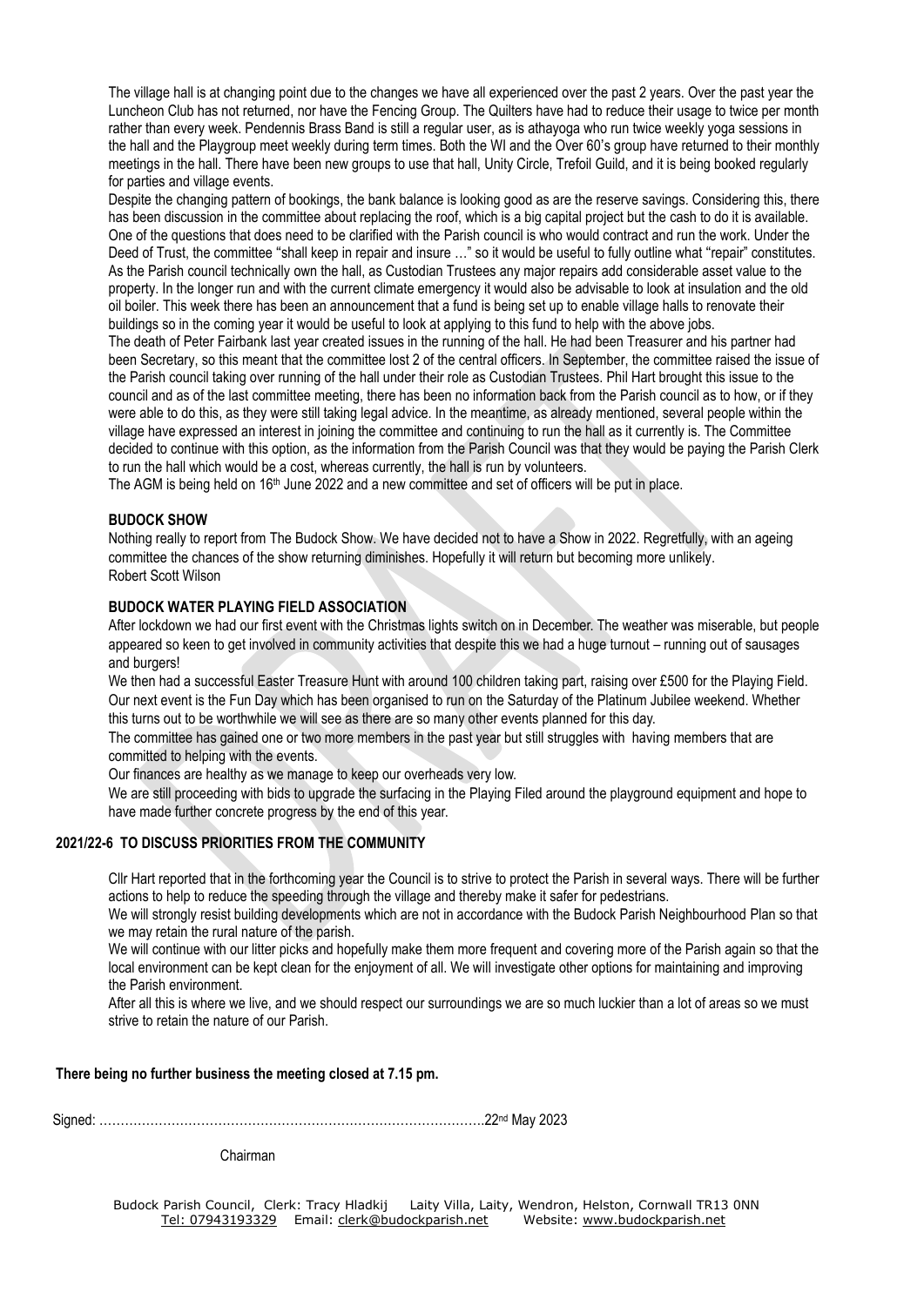The village hall is at changing point due to the changes we have all experienced over the past 2 years. Over the past year the Luncheon Club has not returned, nor have the Fencing Group. The Quilters have had to reduce their usage to twice per month rather than every week. Pendennis Brass Band is still a regular user, as is athayoga who run twice weekly yoga sessions in the hall and the Playgroup meet weekly during term times. Both the WI and the Over 60's group have returned to their monthly meetings in the hall. There have been new groups to use that hall, Unity Circle, Trefoil Guild, and it is being booked regularly for parties and village events.

Despite the changing pattern of bookings, the bank balance is looking good as are the reserve savings. Considering this, there has been discussion in the committee about replacing the roof, which is a big capital project but the cash to do it is available. One of the questions that does need to be clarified with the Parish council is who would contract and run the work. Under the Deed of Trust, the committee "shall keep in repair and insure …" so it would be useful to fully outline what "repair" constitutes. As the Parish council technically own the hall, as Custodian Trustees any major repairs add considerable asset value to the property. In the longer run and with the current climate emergency it would also be advisable to look at insulation and the old oil boiler. This week there has been an announcement that a fund is being set up to enable village halls to renovate their buildings so in the coming year it would be useful to look at applying to this fund to help with the above jobs.

The death of Peter Fairbank last year created issues in the running of the hall. He had been Treasurer and his partner had been Secretary, so this meant that the committee lost 2 of the central officers. In September, the committee raised the issue of the Parish council taking over running of the hall under their role as Custodian Trustees. Phil Hart brought this issue to the council and as of the last committee meeting, there has been no information back from the Parish council as to how, or if they were able to do this, as they were still taking legal advice. In the meantime, as already mentioned, several people within the village have expressed an interest in joining the committee and continuing to run the hall as it currently is. The Committee decided to continue with this option, as the information from the Parish Council was that they would be paying the Parish Clerk to run the hall which would be a cost, whereas currently, the hall is run by volunteers.

The AGM is being held on 16th June 2022 and a new committee and set of officers will be put in place.

**BUDOCK SHOW**

Nothing really to report from The Budock Show. We have decided not to have a Show in 2022. Regretfully, with an ageing committee the chances of the show returning diminishes. Hopefully it will return but becoming more unlikely.
Robert Scott Wilson

**BUDOCK WATER PLAYING FIELD ASSOCIATION**

After lockdown we had our first event with the Christmas lights switch on in December. The weather was miserable, but people appeared so keen to get involved in community activities that despite this we had a huge turnout – running out of sausages and burgers!

We then had a successful Easter Treasure Hunt with around 100 children taking part, raising over £500 for the Playing Field. Our next event is the Fun Day which has been organised to run on the Saturday of the Platinum Jubilee weekend. Whether this turns out to be worthwhile we will see as there are so many other events planned for this day.

The committee has gained one or two more members in the past year but still struggles with having members that are committed to helping with the events.

Our finances are healthy as we manage to keep our overheads very low.

We are still proceeding with bids to upgrade the surfacing in the Playing Filed around the playground equipment and hope to have made further concrete progress by the end of this year.

**2021/22-6 TO DISCUSS PRIORITIES FROM THE COMMUNITY**

Cllr Hart reported that in the forthcoming year the Council is to strive to protect the Parish in several ways. There will be further actions to help to reduce the speeding through the village and thereby make it safer for pedestrians.

We will strongly resist building developments which are not in accordance with the Budock Parish Neighbourhood Plan so that we may retain the rural nature of the parish.

We will continue with our litter picks and hopefully make them more frequent and covering more of the Parish again so that the local environment can be kept clean for the enjoyment of all. We will investigate other options for maintaining and improving the Parish environment.

After all this is where we live, and we should respect our surroundings we are so much luckier than a lot of areas so we must strive to retain the nature of our Parish.

**There being no further business the meeting closed at 7.15 pm.**

Signed: ……………………………………………………………………………….22nd May 2023

Chairman

Budock Parish Council, Clerk: Tracy Hladkij Laity Villa, Laity, Wendron, Helston, Cornwall TR13 0NN
Tel: 07943193329 Email: clerk@budockparish.net Website: www.budockparish.net